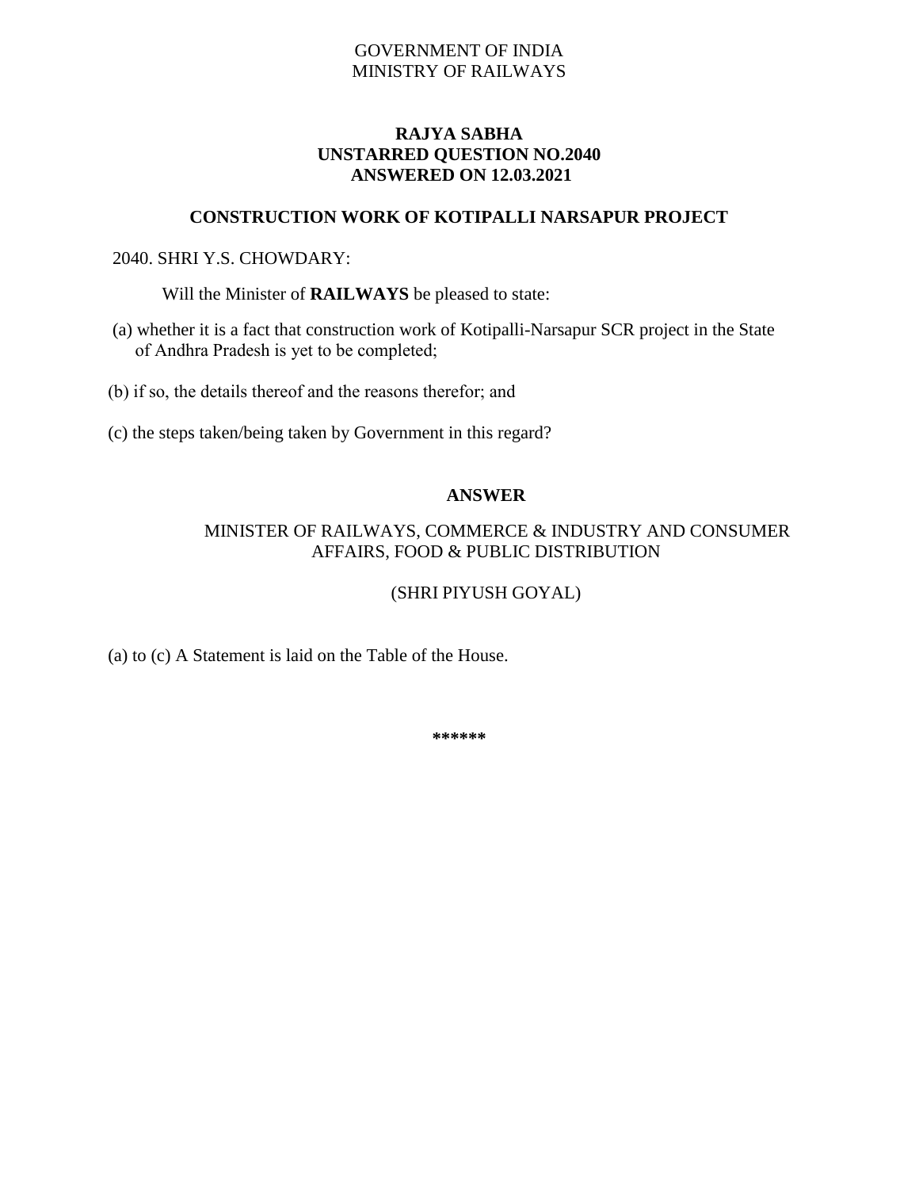GOVERNMENT OF INDIA
MINISTRY OF RAILWAYS

**RAJYA SABHA**
**UNSTARRED QUESTION NO.2040**
**ANSWERED ON 12.03.2021**

## CONSTRUCTION WORK OF KOTIPALLI NARSAPUR PROJECT

2040. SHRI Y.S. CHOWDARY:

Will the Minister of **RAILWAYS** be pleased to state:

(a) whether it is a fact that construction work of Kotipalli-Narsapur SCR project in the State of Andhra Pradesh is yet to be completed;

(b) if so, the details thereof and the reasons therefor; and

(c) the steps taken/being taken by Government in this regard?

**ANSWER**

MINISTER OF RAILWAYS, COMMERCE & INDUSTRY AND CONSUMER AFFAIRS, FOOD & PUBLIC DISTRIBUTION

(SHRI PIYUSH GOYAL)

(a) to (c) A Statement is laid on the Table of the House.

**\*\*\*\*\*\***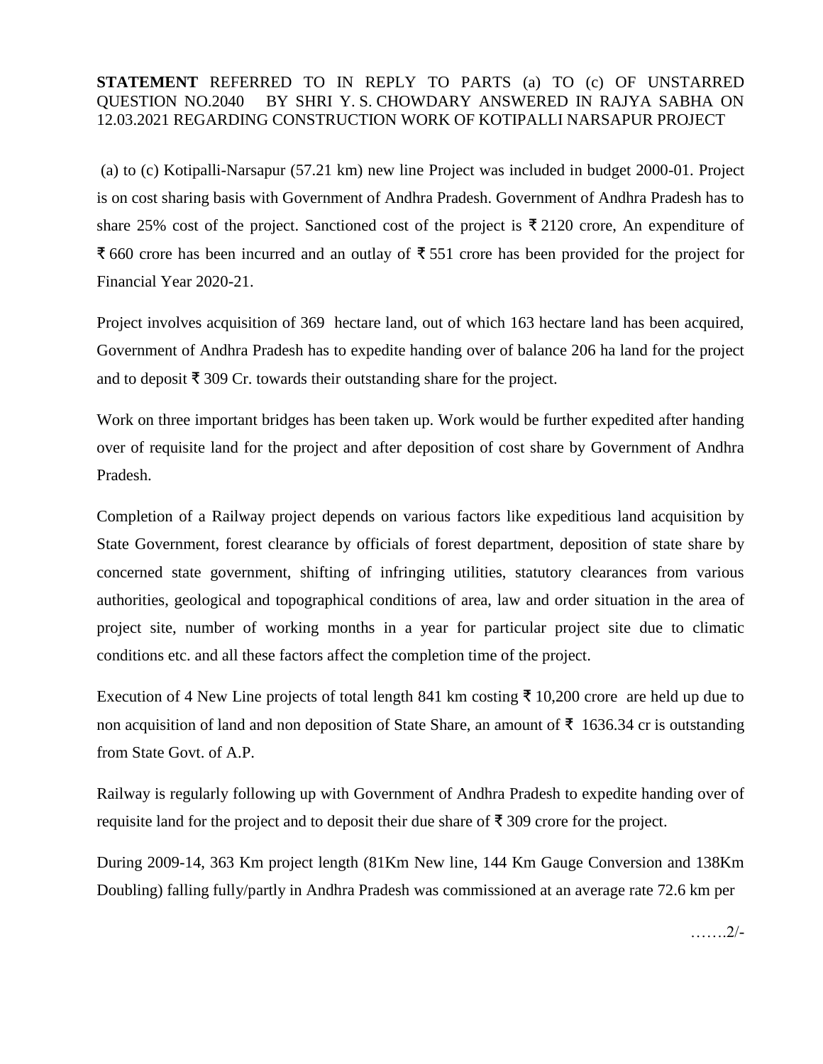**STATEMENT** REFERRED TO IN REPLY TO PARTS (a) TO (c) OF UNSTARRED QUESTION NO.2040 BY SHRI Y. S. CHOWDARY ANSWERED IN RAJYA SABHA ON 12.03.2021 REGARDING CONSTRUCTION WORK OF KOTIPALLI NARSAPUR PROJECT

(a) to (c) Kotipalli-Narsapur (57.21 km) new line Project was included in budget 2000-01. Project is on cost sharing basis with Government of Andhra Pradesh. Government of Andhra Pradesh has to share 25% cost of the project. Sanctioned cost of the project is ₹ 2120 crore, An expenditure of ₹ 660 crore has been incurred and an outlay of ₹ 551 crore has been provided for the project for Financial Year 2020-21.

Project involves acquisition of 369 hectare land, out of which 163 hectare land has been acquired, Government of Andhra Pradesh has to expedite handing over of balance 206 ha land for the project and to deposit ₹ 309 Cr. towards their outstanding share for the project.

Work on three important bridges has been taken up. Work would be further expedited after handing over of requisite land for the project and after deposition of cost share by Government of Andhra Pradesh.

Completion of a Railway project depends on various factors like expeditious land acquisition by State Government, forest clearance by officials of forest department, deposition of state share by concerned state government, shifting of infringing utilities, statutory clearances from various authorities, geological and topographical conditions of area, law and order situation in the area of project site, number of working months in a year for particular project site due to climatic conditions etc. and all these factors affect the completion time of the project.

Execution of 4 New Line projects of total length 841 km costing ₹ 10,200 crore are held up due to non acquisition of land and non deposition of State Share, an amount of ₹ 1636.34 cr is outstanding from State Govt. of A.P.

Railway is regularly following up with Government of Andhra Pradesh to expedite handing over of requisite land for the project and to deposit their due share of ₹ 309 crore for the project.

During 2009-14, 363 Km project length (81Km New line, 144 Km Gauge Conversion and 138Km Doubling) falling fully/partly in Andhra Pradesh was commissioned at an average rate 72.6 km per

…….2/-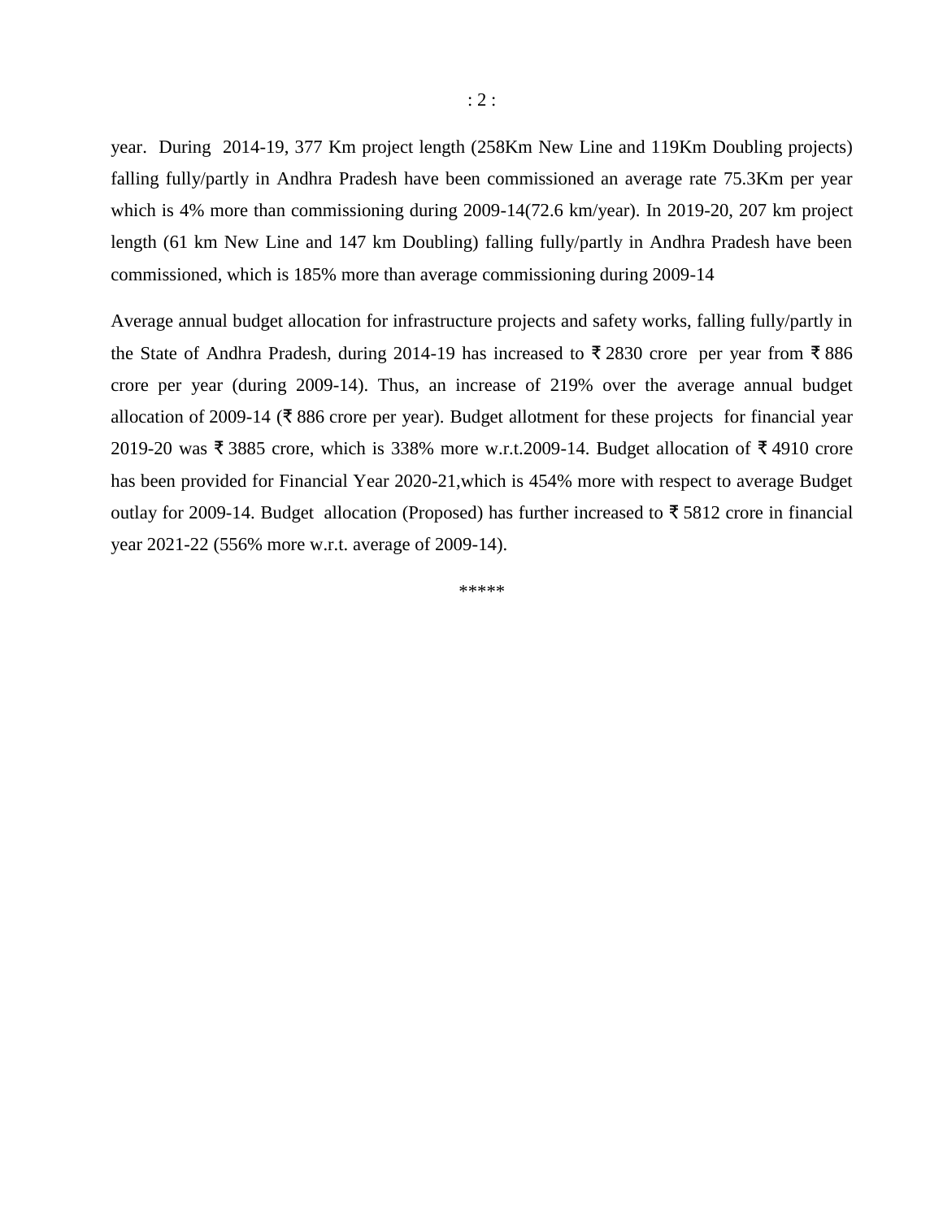year. During 2014-19, 377 Km project length (258Km New Line and 119Km Doubling projects) falling fully/partly in Andhra Pradesh have been commissioned an average rate 75.3Km per year which is 4% more than commissioning during 2009-14(72.6 km/year). In 2019-20, 207 km project length (61 km New Line and 147 km Doubling) falling fully/partly in Andhra Pradesh have been commissioned, which is 185% more than average commissioning during 2009-14

Average annual budget allocation for infrastructure projects and safety works, falling fully/partly in the State of Andhra Pradesh, during 2014-19 has increased to ₹ 2830 crore per year from ₹ 886 crore per year (during 2009-14). Thus, an increase of 219% over the average annual budget allocation of 2009-14 (₹ 886 crore per year). Budget allotment for these projects for financial year 2019-20 was ₹ 3885 crore, which is 338% more w.r.t.2009-14. Budget allocation of ₹ 4910 crore has been provided for Financial Year 2020-21,which is 454% more with respect to average Budget outlay for 2009-14. Budget allocation (Proposed) has further increased to ₹ 5812 crore in financial year 2021-22 (556% more w.r.t. average of 2009-14).

*****